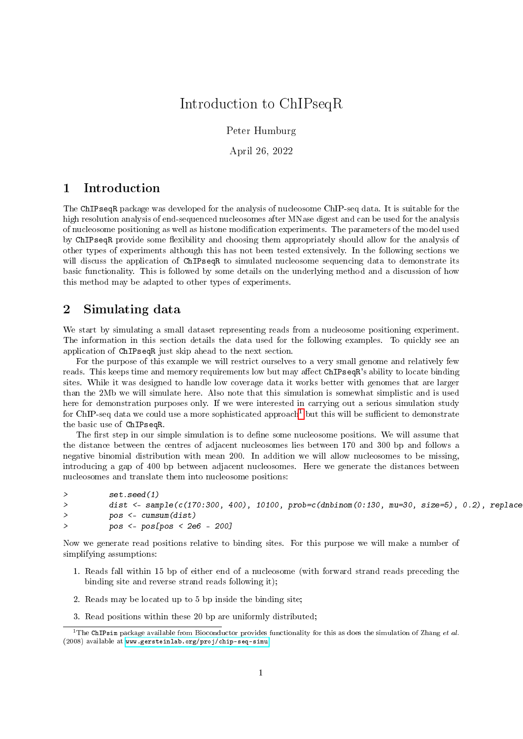# Introduction to ChIPseqR

Peter Humburg

April 26, 2022

## 1 Introduction

The ChIPseqR package was developed for the analysis of nucleosome ChIP-seq data. It is suitable for the high resolution analysis of end-sequenced nucleosomes after MNase digest and can be used for the analysis of nucleosome positioning as well as histone modification experiments. The parameters of the model used by ChIPseqR provide some flexibility and choosing them appropriately should allow for the analysis of other types of experiments although this has not been tested extensively. In the following sections we will discuss the application of ChIPseqR to simulated nucleosome sequencing data to demonstrate its basic functionality. This is followed by some details on the underlying method and a discussion of how this method may be adapted to other types of experiments.

## 2 Simulating data

We start by simulating a small dataset representing reads from a nucleosome positioning experiment. The information in this section details the data used for the following examples. To quickly see an application of ChIPseqR just skip ahead to the next section.

For the purpose of this example we will restrict ourselves to a very small genome and relatively few reads. This keeps time and memory requirements low but may affect ChIPseqR's ability to locate binding sites. While it was designed to handle low coverage data it works better with genomes that are larger than the 2Mb we will simulate here. Also note that this simulation is somewhat simplistic and is used here for demonstration purposes only. If we were interested in carrying out a serious simulation study for ChIP-seq data we could use a more sophisticated approach[1] but this will be sufficient to demonstrate the basic use of ChIPseqR.

The first step in our simple simulation is to define some nucleosome positions. We will assume that the distance between the centres of adjacent nucleosomes lies between 170 and 300 bp and follows a negative binomial distribution with mean 200. In addition we will allow nucleosomes to be missing, introducing a gap of 400 bp between adjacent nucleosomes. Here we generate the distances between nucleosomes and translate them into nucleosome positions:

```
>         set.seed(1)
>         dist <- sample(c(170:300, 400), 10100, prob=c(dnbinom(0:130, mu=30, size=5), 0.2), replace
>         pos <- cumsum(dist)
>         pos <- pos[pos < 2e6 - 200]
```

Now we generate read positions relative to binding sites. For this purpose we will make a number of simplifying assumptions:

1. Reads fall within 15 bp of either end of a nucleosome (with forward strand reads preceding the binding site and reverse strand reads following it);
2. Reads may be located up to 5 bp inside the binding site;
3. Read positions within these 20 bp are uniformly distributed;

[1] The ChIPsim package available from Bioconductor provides functionality for this as does the simulation of Zhang *et al.* (2008) available at www.gersteinlab.org/proj/chip-seq-simu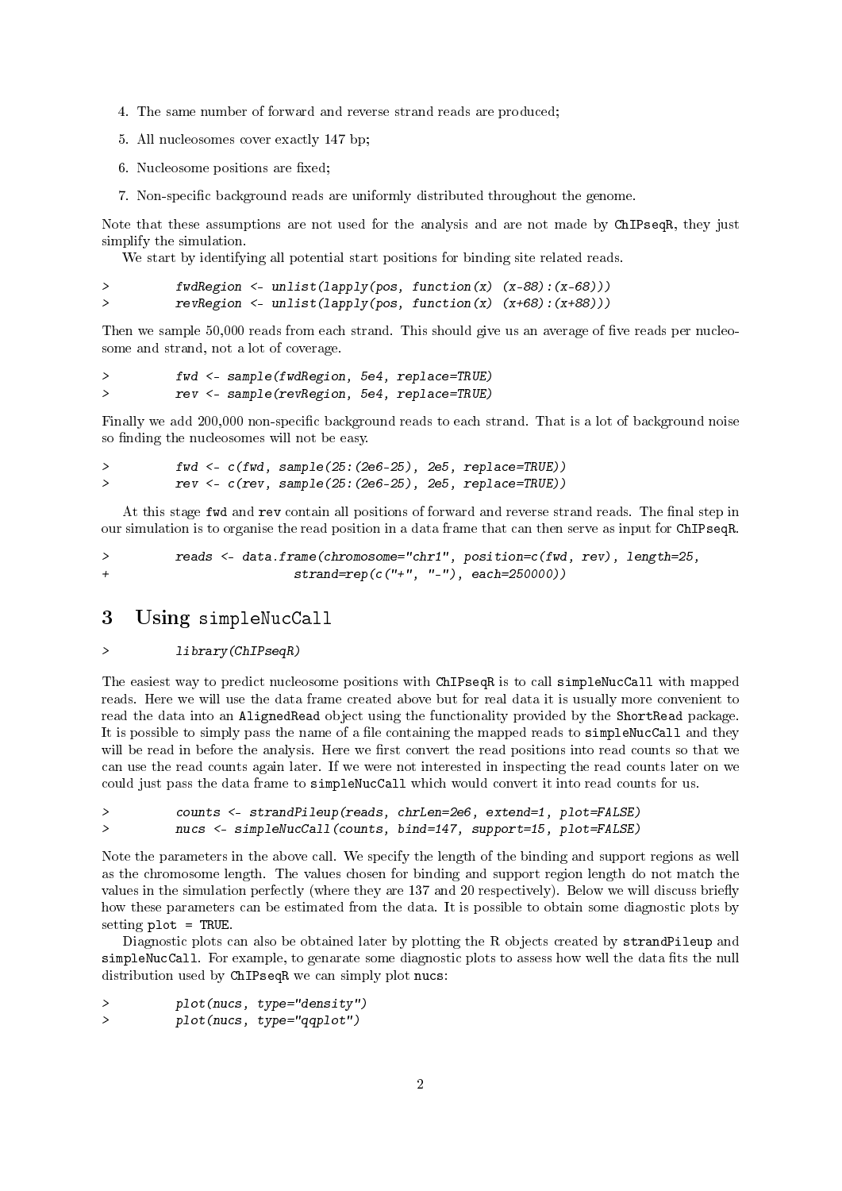4. The same number of forward and reverse strand reads are produced;
5. All nucleosomes cover exactly 147 bp;
6. Nucleosome positions are fixed;
7. Non-specific background reads are uniformly distributed throughout the genome.

Note that these assumptions are not used for the analysis and are not made by ChIPseqR, they just simplify the simulation.

We start by identifying all potential start positions for binding site related reads.

```
>         fwdRegion <- unlist(lapply(pos, function(x) (x-88):(x-68)))
>         revRegion <- unlist(lapply(pos, function(x) (x+68):(x+88)))
```

Then we sample 50,000 reads from each strand. This should give us an average of five reads per nucleosome and strand, not a lot of coverage.

```
>         fwd <- sample(fwdRegion, 5e4, replace=TRUE)
>         rev <- sample(revRegion, 5e4, replace=TRUE)
```

Finally we add 200,000 non-specific background reads to each strand. That is a lot of background noise so finding the nucleosomes will not be easy.

```
>         fwd <- c(fwd, sample(25:(2e6-25), 2e5, replace=TRUE))
>         rev <- c(rev, sample(25:(2e6-25), 2e5, replace=TRUE))
```

At this stage fwd and rev contain all positions of forward and reverse strand reads. The final step in our simulation is to organise the read position in a data frame that can then serve as input for ChIPseqR.

```
>         reads <- data.frame(chromosome="chr1", position=c(fwd, rev), length=25,
+                         strand=rep(c("+", "-"), each=250000))
```

## 3 Using simpleNucCall

```
>         library(ChIPseqR)
```

The easiest way to predict nucleosome positions with ChIPseqR is to call simpleNucCall with mapped reads. Here we will use the data frame created above but for real data it is usually more convenient to read the data into an AlignedRead object using the functionality provided by the ShortRead package. It is possible to simply pass the name of a file containing the mapped reads to simpleNucCall and they will be read in before the analysis. Here we first convert the read positions into read counts so that we can use the read counts again later. If we were not interested in inspecting the read counts later on we could just pass the data frame to simpleNucCall which would convert it into read counts for us.

```
>         counts <- strandPileup(reads, chrLen=2e6, extend=1, plot=FALSE)
>         nucs <- simpleNucCall(counts, bind=147, support=15, plot=FALSE)
```

Note the parameters in the above call. We specify the length of the binding and support regions as well as the chromosome length. The values chosen for binding and support region length do not match the values in the simulation perfectly (where they are 137 and 20 respectively). Below we will discuss briefly how these parameters can be estimated from the data. It is possible to obtain some diagnostic plots by setting plot = TRUE.

Diagnostic plots can also be obtained later by plotting the R objects created by strandPileup and simpleNucCall. For example, to genarate some diagnostic plots to assess how well the data fits the null distribution used by ChIPseqR we can simply plot nucs:

```
>         plot(nucs, type="density")
>         plot(nucs, type="qqplot")
```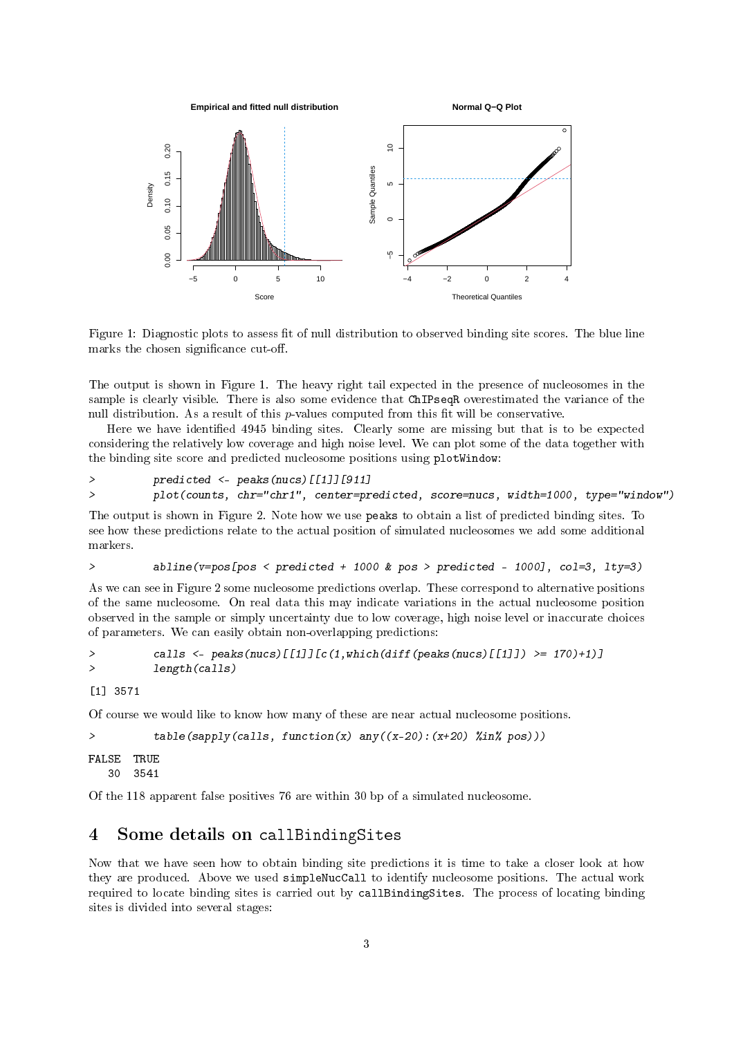Figure 1: Diagnostic plots to assess fit of null distribution to observed binding site scores. The blue line marks the chosen significance cut-off.

The output is shown in Figure 1. The heavy right tail expected in the presence of nucleosomes in the sample is clearly visible. There is also some evidence that ChIPseqR overestimated the variance of the null distribution. As a result of this $p$-values computed from this fit will be conservative.

Here we have identified 4945 binding sites. Clearly some are missing but that is to be expected considering the relatively low coverage and high noise level. We can plot some of the data together with the binding site score and predicted nucleosome positions using plotWindow:

```
>         predicted <- peaks(nucs)[[1]][911]
>         plot(counts, chr="chr1", center=predicted, score=nucs, width=1000, type="window")
```

The output is shown in Figure 2. Note how we use peaks to obtain a list of predicted binding sites. To see how these predictions relate to the actual position of simulated nucleosomes we add some additional markers.

```
>         abline(v=pos[pos < predicted + 1000 & pos > predicted - 1000], col=3, lty=3)
```

As we can see in Figure 2 some nucleosome predictions overlap. These correspond to alternative positions of the same nucleosome. On real data this may indicate variations in the actual nucleosome position observed in the sample or simply uncertainty due to low coverage, high noise level or inaccurate choices of parameters. We can easily obtain non-overlapping predictions:

```
>         calls <- peaks(nucs)[[1]][c(1,which(diff(peaks(nucs)[[1]]) >= 170)+1)]
>         length(calls)

[1] 3571
```

Of course we would like to know how many of these are near actual nucleosome positions.

```
>         table(sapply(calls, function(x) any((x-20):(x+20) %in% pos)))

FALSE  TRUE
   30  3541
```

Of the 118 apparent false positives 76 are within 30 bp of a simulated nucleosome.

## 4 Some details on callBindingSites

Now that we have seen how to obtain binding site predictions it is time to take a closer look at how they are produced. Above we used simpleNucCall to identify nucleosome positions. The actual work required to locate binding sites is carried out by callBindingSites. The process of locating binding sites is divided into several stages: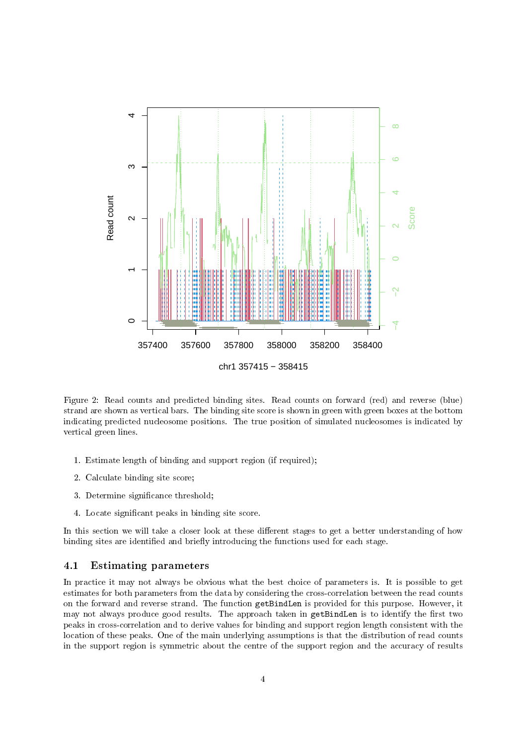Figure 2: Read counts and predicted binding sites. Read counts on forward (red) and reverse (blue) strand are shown as vertical bars. The binding site score is shown in green with green boxes at the bottom indicating predicted nucleosome positions. The true position of simulated nucleosomes is indicated by vertical green lines.

1. Estimate length of binding and support region (if required);
2. Calculate binding site score;
3. Determine significance threshold;
4. Locate significant peaks in binding site score.

In this section we will take a closer look at these different stages to get a better understanding of how binding sites are identified and briefly introducing the functions used for each stage.

## 4.1 Estimating parameters

In practice it may not always be obvious what the best choice of parameters is. It is possible to get estimates for both parameters from the data by considering the cross-correlation between the read counts on the forward and reverse strand. The function `getBindLen` is provided for this purpose. However, it may not always produce good results. The approach taken in `getBindLen` is to identify the first two peaks in cross-correlation and to derive values for binding and support region length consistent with the location of these peaks. One of the main underlying assumptions is that the distribution of read counts in the support region is symmetric about the centre of the support region and the accuracy of results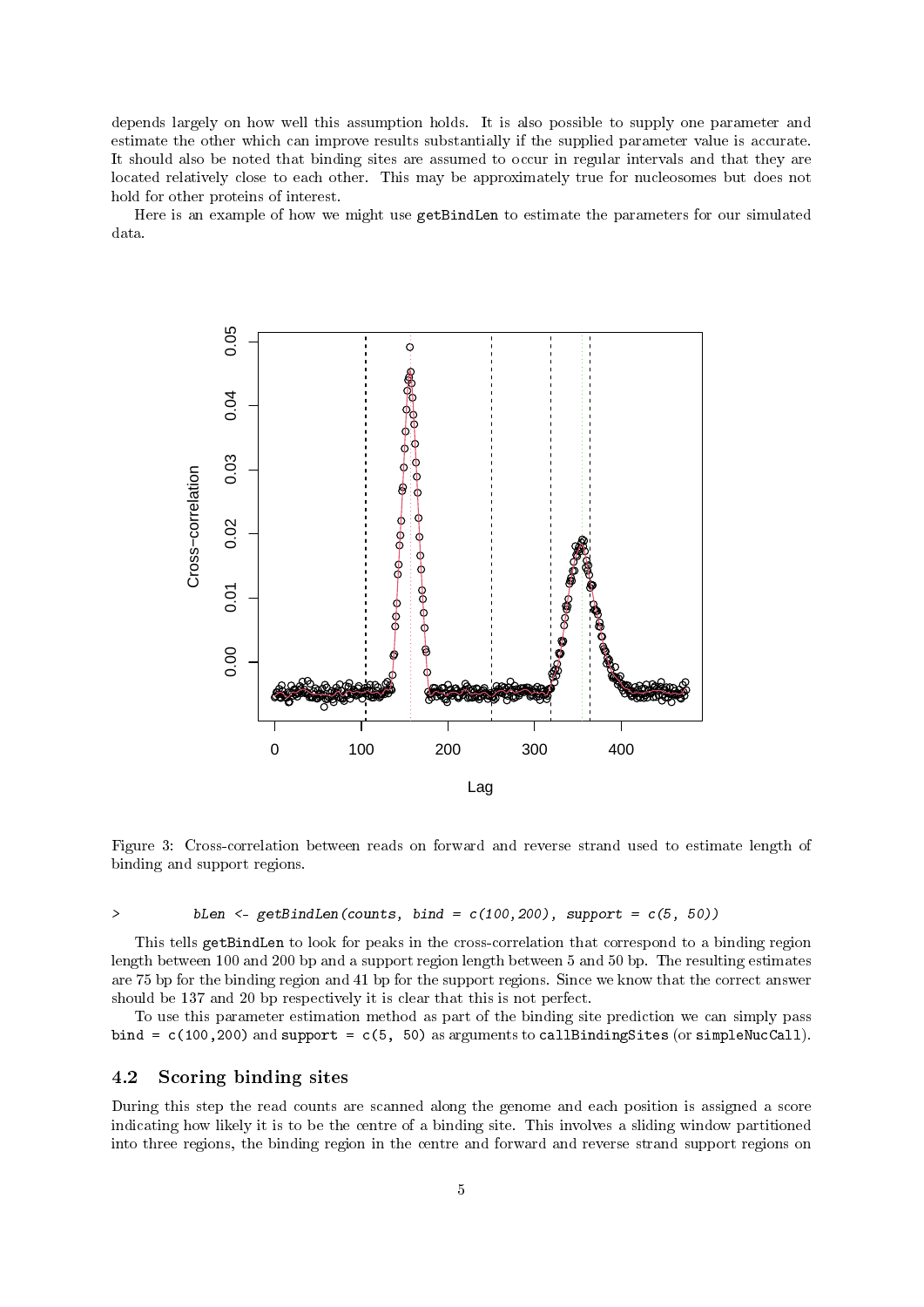depends largely on how well this assumption holds. It is also possible to supply one parameter and estimate the other which can improve results substantially if the supplied parameter value is accurate. It should also be noted that binding sites are assumed to occur in regular intervals and that they are located relatively close to each other. This may be approximately true for nucleosomes but does not hold for other proteins of interest.

Here is an example of how we might use getBindLen to estimate the parameters for our simulated data.

Figure 3: Cross-correlation between reads on forward and reverse strand used to estimate length of binding and support regions.

```
>         bLen <- getBindLen(counts, bind = c(100,200), support = c(5, 50))
```

This tells getBindLen to look for peaks in the cross-correlation that correspond to a binding region length between 100 and 200 bp and a support region length between 5 and 50 bp. The resulting estimates are 75 bp for the binding region and 41 bp for the support regions. Since we know that the correct answer should be 137 and 20 bp respectively it is clear that this is not perfect.

To use this parameter estimation method as part of the binding site prediction we can simply pass `bind = c(100,200)` and `support = c(5, 50)` as arguments to callBindingSites (or simpleNucCall).

## 4.2 Scoring binding sites

During this step the read counts are scanned along the genome and each position is assigned a score indicating how likely it is to be the centre of a binding site. This involves a sliding window partitioned into three regions, the binding region in the centre and forward and reverse strand support regions on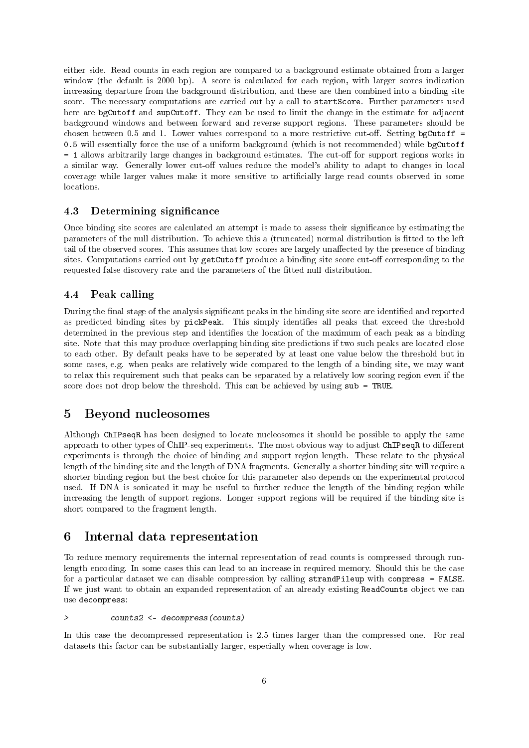either side. Read counts in each region are compared to a background estimate obtained from a larger window (the default is 2000 bp). A score is calculated for each region, with larger scores indication increasing departure from the background distribution, and these are then combined into a binding site score. The necessary computations are carried out by a call to `startScore`. Further parameters used here are `bgCutoff` and `supCutoff`. They can be used to limit the change in the estimate for adjacent background windows and between forward and reverse support regions. These parameters should be chosen between 0.5 and 1. Lower values correspond to a more restrictive cut-off. Setting `bgCutoff = 0.5` will essentially force the use of a uniform background (which is not recommended) while `bgCutoff = 1` allows arbitrarily large changes in background estimates. The cut-off for support regions works in a similar way. Generally lower cut-off values reduce the model's ability to adapt to changes in local coverage while larger values make it more sensitive to artificially large read counts observed in some locations.

### 4.3 Determining significance

Once binding site scores are calculated an attempt is made to assess their significance by estimating the parameters of the null distribution. To achieve this a (truncated) normal distribution is fitted to the left tail of the observed scores. This assumes that low scores are largely unaffected by the presence of binding sites. Computations carried out by `getCutoff` produce a binding site score cut-off corresponding to the requested false discovery rate and the parameters of the fitted null distribution.

### 4.4 Peak calling

During the final stage of the analysis significant peaks in the binding site score are identified and reported as predicted binding sites by `pickPeak`. This simply identifies all peaks that exceed the threshold determined in the previous step and identifies the location of the maximum of each peak as a binding site. Note that this may produce overlapping binding site predictions if two such peaks are located close to each other. By default peaks have to be seperated by at least one value below the threshold but in some cases, e.g. when peaks are relatively wide compared to the length of a binding site, we may want to relax this requirement such that peaks can be separated by a relatively low scoring region even if the score does not drop below the threshold. This can be achieved by using `sub = TRUE`.

## 5 Beyond nucleosomes

Although `ChIPseqR` has been designed to locate nucleosomes it should be possible to apply the same approach to other types of ChIP-seq experiments. The most obvious way to adjust `ChIPseqR` to different experiments is through the choice of binding and support region length. These relate to the physical length of the binding site and the length of DNA fragments. Generally a shorter binding site will require a shorter binding region but the best choice for this parameter also depends on the experimental protocol used. If DNA is sonicated it may be useful to further reduce the length of the binding region while increasing the length of support regions. Longer support regions will be required if the binding site is short compared to the fragment length.

## 6 Internal data representation

To reduce memory requirements the internal representation of read counts is compressed through run-length encoding. In some cases this can lead to an increase in required memory. Should this be the case for a particular dataset we can disable compression by calling `strandPileup` with `compress = FALSE`. If we just want to obtain an expanded representation of an already existing `ReadCounts` object we can use `decompress`:

```
>         counts2 <- decompress(counts)
```

In this case the decompressed representation is 2.5 times larger than the compressed one. For real datasets this factor can be substantially larger, especially when coverage is low.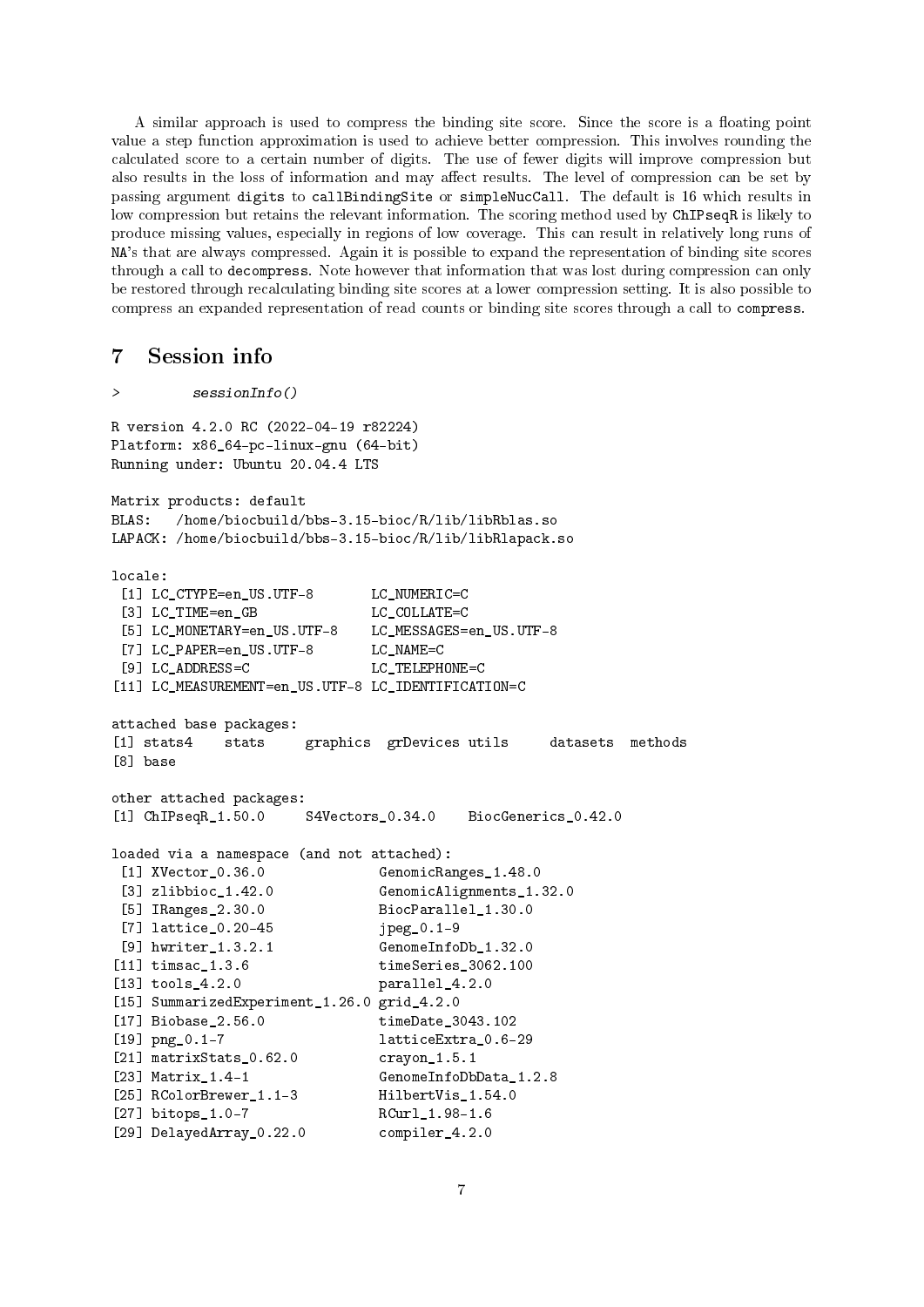A similar approach is used to compress the binding site score. Since the score is a floating point value a step function approximation is used to achieve better compression. This involves rounding the calculated score to a certain number of digits. The use of fewer digits will improve compression but also results in the loss of information and may affect results. The level of compression can be set by passing argument `digits` to `callBindingSite` or `simpleNucCall`. The default is 16 which results in low compression but retains the relevant information. The scoring method used by `ChIPseqR` is likely to produce missing values, especially in regions of low coverage. This can result in relatively long runs of `NA`'s that are always compressed. Again it is possible to expand the representation of binding site scores through a call to `decompress`. Note however that information that was lost during compression can only be restored through recalculating binding site scores at a lower compression setting. It is also possible to compress an expanded representation of read counts or binding site scores through a call to `compress`.

## 7 Session info

```
>         sessionInfo()

R version 4.2.0 RC (2022-04-19 r82224)
Platform: x86_64-pc-linux-gnu (64-bit)
Running under: Ubuntu 20.04.4 LTS

Matrix products: default
BLAS:   /home/biocbuild/bbs-3.15-bioc/R/lib/libRblas.so
LAPACK: /home/biocbuild/bbs-3.15-bioc/R/lib/libRlapack.so

locale:
 [1] LC_CTYPE=en_US.UTF-8       LC_NUMERIC=C
 [3] LC_TIME=en_GB              LC_COLLATE=C
 [5] LC_MONETARY=en_US.UTF-8    LC_MESSAGES=en_US.UTF-8
 [7] LC_PAPER=en_US.UTF-8       LC_NAME=C
 [9] LC_ADDRESS=C               LC_TELEPHONE=C
[11] LC_MEASUREMENT=en_US.UTF-8 LC_IDENTIFICATION=C

attached base packages:
[1] stats4    stats     graphics  grDevices utils     datasets  methods
[8] base

other attached packages:
[1] ChIPseqR_1.50.0     S4Vectors_0.34.0    BiocGenerics_0.42.0

loaded via a namespace (and not attached):
 [1] XVector_0.36.0              GenomicRanges_1.48.0
 [3] zlibbioc_1.42.0             GenomicAlignments_1.32.0
 [5] IRanges_2.30.0              BiocParallel_1.30.0
 [7] lattice_0.20-45             jpeg_0.1-9
 [9] hwriter_1.3.2.1             GenomeInfoDb_1.32.0
[11] timsac_1.3.6                timeSeries_3062.100
[13] tools_4.2.0                 parallel_4.2.0
[15] SummarizedExperiment_1.26.0 grid_4.2.0
[17] Biobase_2.56.0              timeDate_3043.102
[19] png_0.1-7                   latticeExtra_0.6-29
[21] matrixStats_0.62.0          crayon_1.5.1
[23] Matrix_1.4-1                GenomeInfoDbData_1.2.8
[25] RColorBrewer_1.1-3          HilbertVis_1.54.0
[27] bitops_1.0-7                RCurl_1.98-1.6
[29] DelayedArray_0.22.0         compiler_4.2.0
```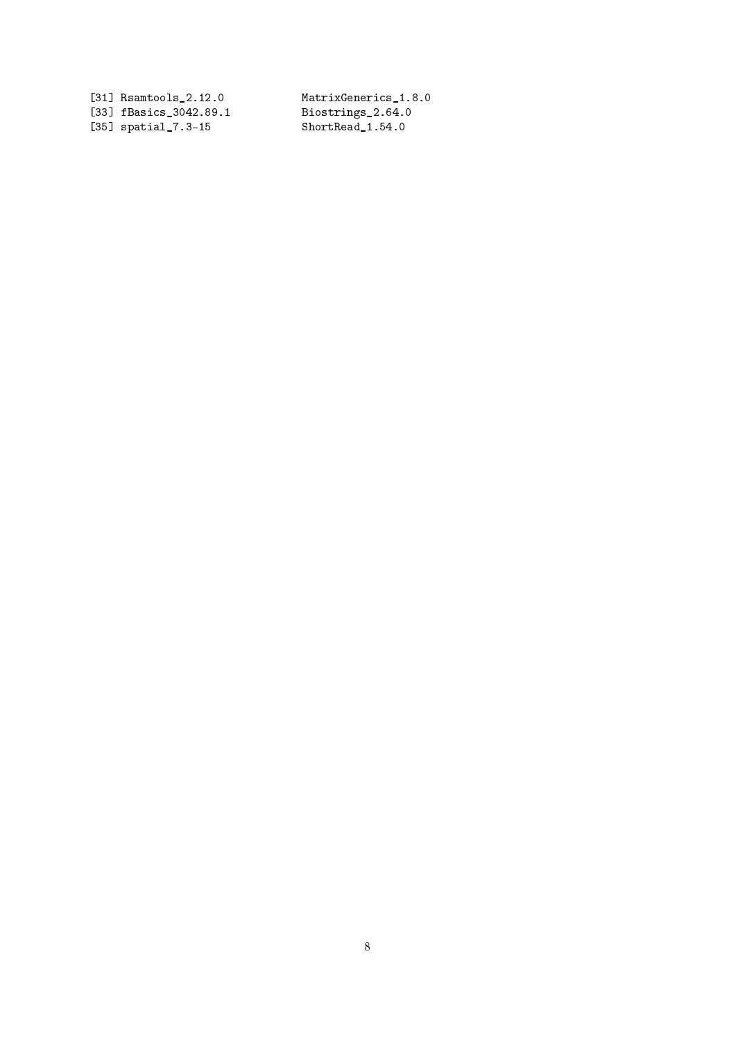```
[31] Rsamtools_2.12.0            MatrixGenerics_1.8.0
[33] fBasics_3042.89.1           Biostrings_2.64.0
[35] spatial_7.3-15              ShortRead_1.54.0
```